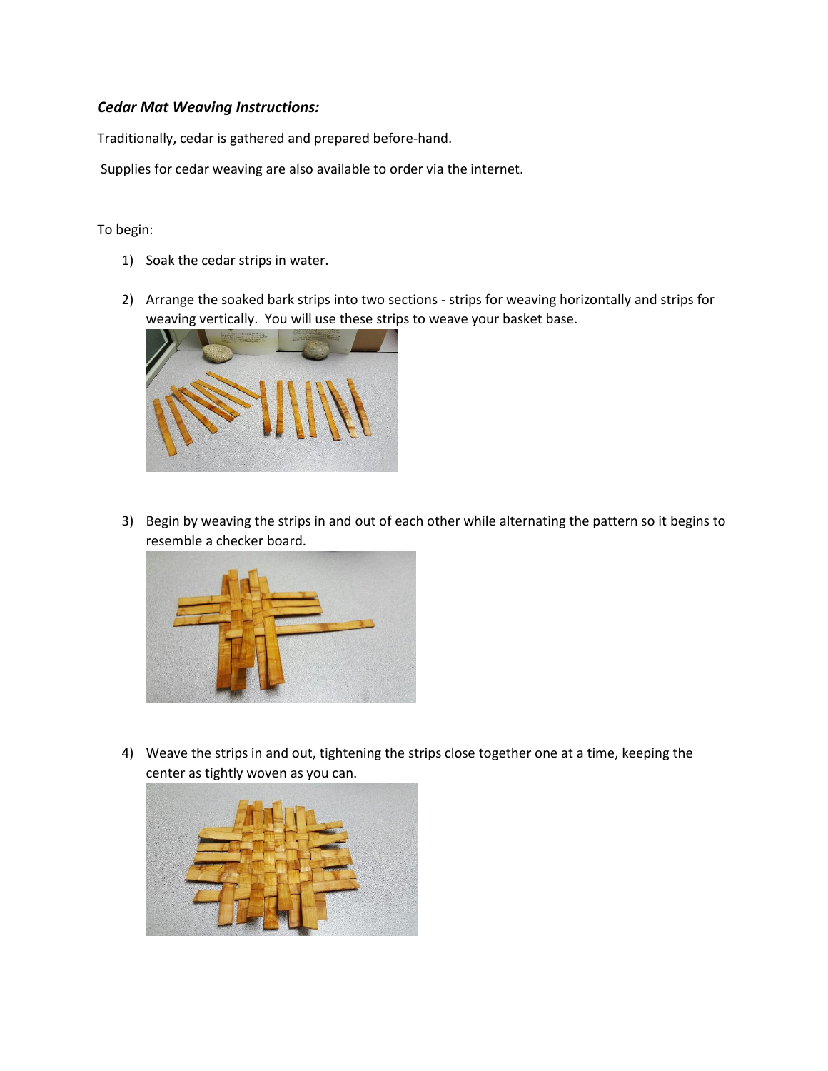***Cedar Mat Weaving Instructions:***

Traditionally, cedar is gathered and prepared before-hand.

Supplies for cedar weaving are also available to order via the internet.

To begin:

1) Soak the cedar strips in water.

2) Arrange the soaked bark strips into two sections - strips for weaving horizontally and strips for weaving vertically. You will use these strips to weave your basket base.

3) Begin by weaving the strips in and out of each other while alternating the pattern so it begins to resemble a checker board.

4) Weave the strips in and out, tightening the strips close together one at a time, keeping the center as tightly woven as you can.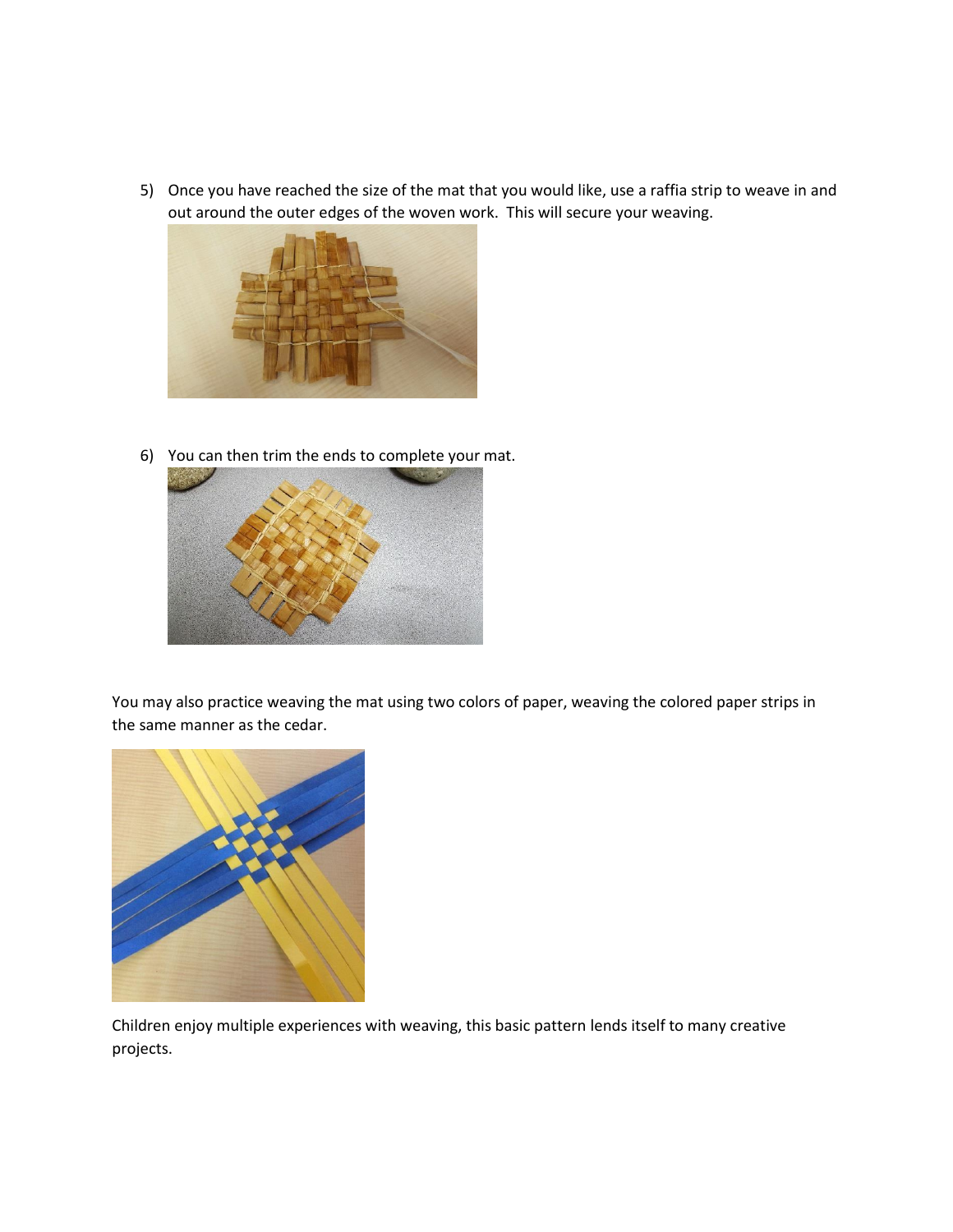5) Once you have reached the size of the mat that you would like, use a raffia strip to weave in and out around the outer edges of the woven work. This will secure your weaving.

6) You can then trim the ends to complete your mat.

You may also practice weaving the mat using two colors of paper, weaving the colored paper strips in the same manner as the cedar.

Children enjoy multiple experiences with weaving, this basic pattern lends itself to many creative projects.